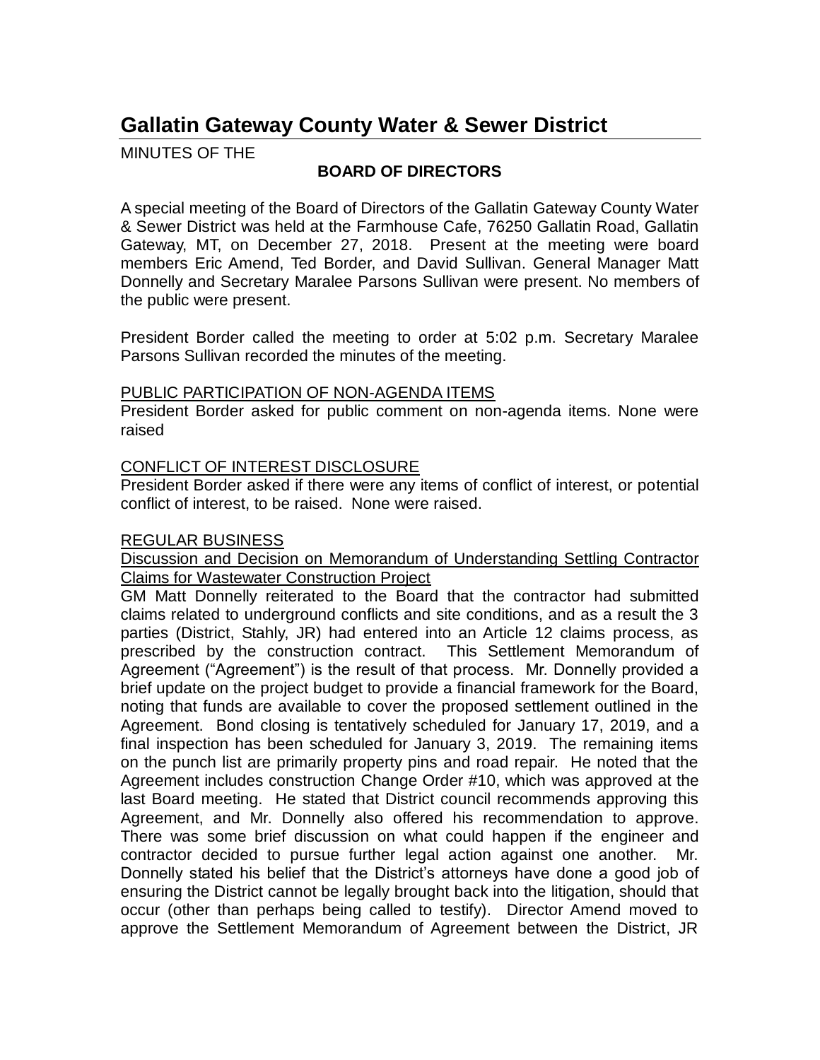# Gallatin Gateway County Water & Sewer District

MINUTES OF THE

**BOARD OF DIRECTORS**

A special meeting of the Board of Directors of the Gallatin Gateway County Water & Sewer District was held at the Farmhouse Cafe, 76250 Gallatin Road, Gallatin Gateway, MT, on December 27, 2018. Present at the meeting were board members Eric Amend, Ted Border, and David Sullivan. General Manager Matt Donnelly and Secretary Maralee Parsons Sullivan were present. No members of the public were present.

President Border called the meeting to order at 5:02 p.m. Secretary Maralee Parsons Sullivan recorded the minutes of the meeting.

PUBLIC PARTICIPATION OF NON-AGENDA ITEMS

President Border asked for public comment on non-agenda items. None were raised

CONFLICT OF INTEREST DISCLOSURE

President Border asked if there were any items of conflict of interest, or potential conflict of interest, to be raised. None were raised.

REGULAR BUSINESS

Discussion and Decision on Memorandum of Understanding Settling Contractor Claims for Wastewater Construction Project

GM Matt Donnelly reiterated to the Board that the contractor had submitted claims related to underground conflicts and site conditions, and as a result the 3 parties (District, Stahly, JR) had entered into an Article 12 claims process, as prescribed by the construction contract. This Settlement Memorandum of Agreement ("Agreement") is the result of that process. Mr. Donnelly provided a brief update on the project budget to provide a financial framework for the Board, noting that funds are available to cover the proposed settlement outlined in the Agreement. Bond closing is tentatively scheduled for January 17, 2019, and a final inspection has been scheduled for January 3, 2019. The remaining items on the punch list are primarily property pins and road repair. He noted that the Agreement includes construction Change Order #10, which was approved at the last Board meeting. He stated that District council recommends approving this Agreement, and Mr. Donnelly also offered his recommendation to approve. There was some brief discussion on what could happen if the engineer and contractor decided to pursue further legal action against one another. Mr. Donnelly stated his belief that the District's attorneys have done a good job of ensuring the District cannot be legally brought back into the litigation, should that occur (other than perhaps being called to testify). Director Amend moved to approve the Settlement Memorandum of Agreement between the District, JR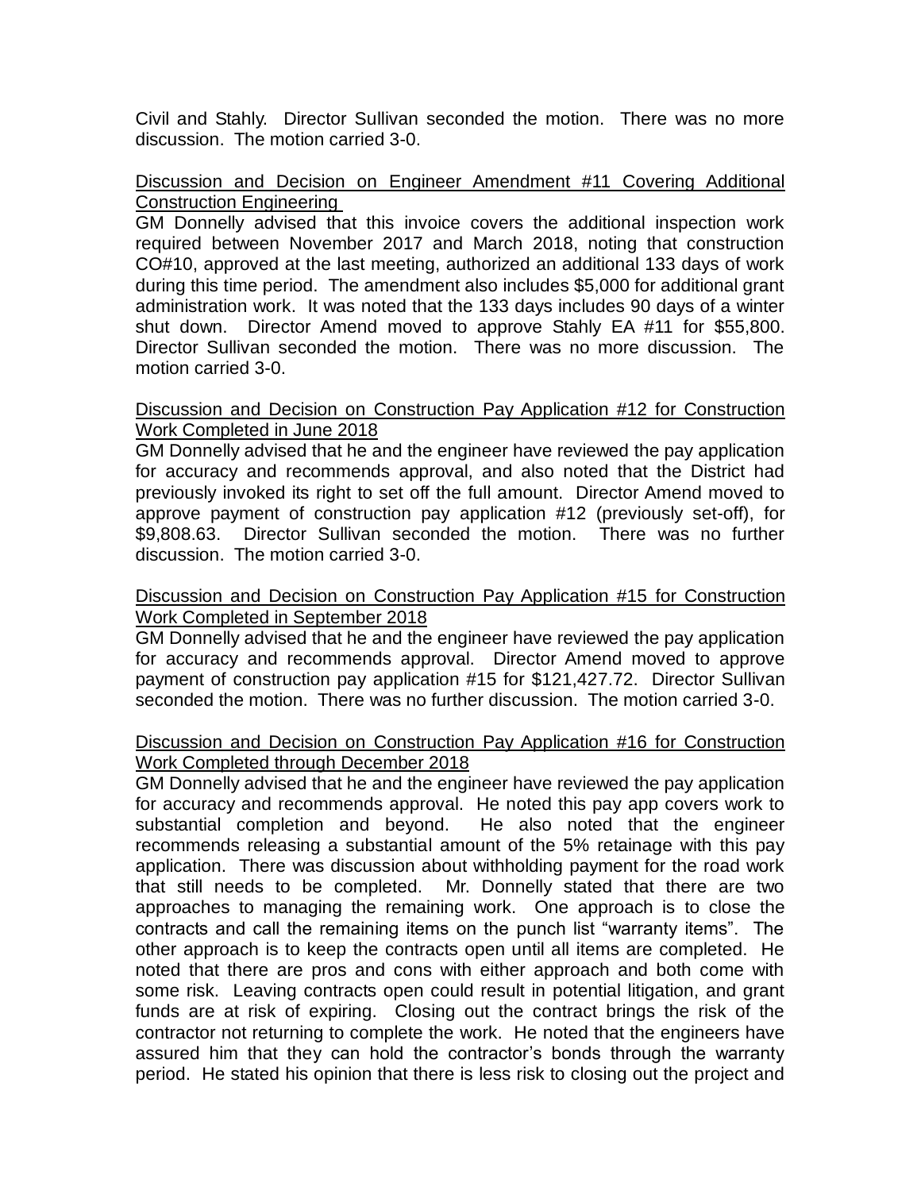Civil and Stahly. Director Sullivan seconded the motion. There was no more discussion. The motion carried 3-0.

<u>Discussion and Decision on Engineer Amendment #11 Covering Additional Construction Engineering</u>

GM Donnelly advised that this invoice covers the additional inspection work required between November 2017 and March 2018, noting that construction CO#10, approved at the last meeting, authorized an additional 133 days of work during this time period. The amendment also includes $5,000 for additional grant administration work. It was noted that the 133 days includes 90 days of a winter shut down. Director Amend moved to approve Stahly EA #11 for $55,800. Director Sullivan seconded the motion. There was no more discussion. The motion carried 3-0.

<u>Discussion and Decision on Construction Pay Application #12 for Construction Work Completed in June 2018</u>

GM Donnelly advised that he and the engineer have reviewed the pay application for accuracy and recommends approval, and also noted that the District had previously invoked its right to set off the full amount. Director Amend moved to approve payment of construction pay application #12 (previously set-off), for $9,808.63. Director Sullivan seconded the motion. There was no further discussion. The motion carried 3-0.

<u>Discussion and Decision on Construction Pay Application #15 for Construction Work Completed in September 2018</u>

GM Donnelly advised that he and the engineer have reviewed the pay application for accuracy and recommends approval. Director Amend moved to approve payment of construction pay application #15 for $121,427.72. Director Sullivan seconded the motion. There was no further discussion. The motion carried 3-0.

<u>Discussion and Decision on Construction Pay Application #16 for Construction Work Completed through December 2018</u>

GM Donnelly advised that he and the engineer have reviewed the pay application for accuracy and recommends approval. He noted this pay app covers work to substantial completion and beyond. He also noted that the engineer recommends releasing a substantial amount of the 5% retainage with this pay application. There was discussion about withholding payment for the road work that still needs to be completed. Mr. Donnelly stated that there are two approaches to managing the remaining work. One approach is to close the contracts and call the remaining items on the punch list "warranty items". The other approach is to keep the contracts open until all items are completed. He noted that there are pros and cons with either approach and both come with some risk. Leaving contracts open could result in potential litigation, and grant funds are at risk of expiring. Closing out the contract brings the risk of the contractor not returning to complete the work. He noted that the engineers have assured him that they can hold the contractor's bonds through the warranty period. He stated his opinion that there is less risk to closing out the project and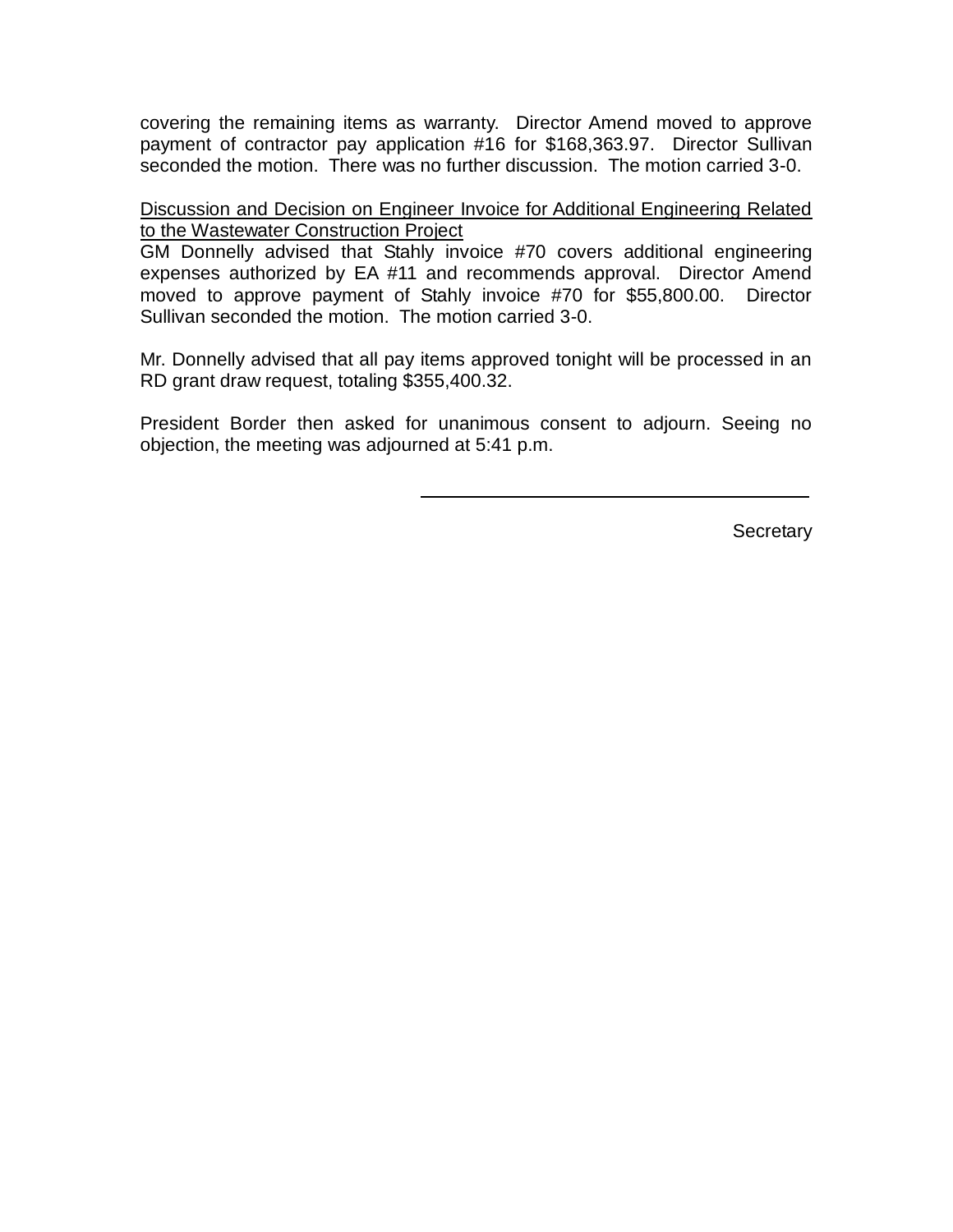covering the remaining items as warranty. Director Amend moved to approve payment of contractor pay application #16 for $168,363.97. Director Sullivan seconded the motion. There was no further discussion. The motion carried 3-0.

<u>Discussion and Decision on Engineer Invoice for Additional Engineering Related to the Wastewater Construction Project</u>

GM Donnelly advised that Stahly invoice #70 covers additional engineering expenses authorized by EA #11 and recommends approval. Director Amend moved to approve payment of Stahly invoice #70 for $55,800.00. Director Sullivan seconded the motion. The motion carried 3-0.

Mr. Donnelly advised that all pay items approved tonight will be processed in an RD grant draw request, totaling $355,400.32.

President Border then asked for unanimous consent to adjourn. Seeing no objection, the meeting was adjourned at 5:41 p.m.

\_\_\_\_\_\_\_\_\_\_\_\_\_\_\_\_\_\_\_\_\_\_\_\_\_\_\_\_\_\_\_\_\_\_\_\_

Secretary